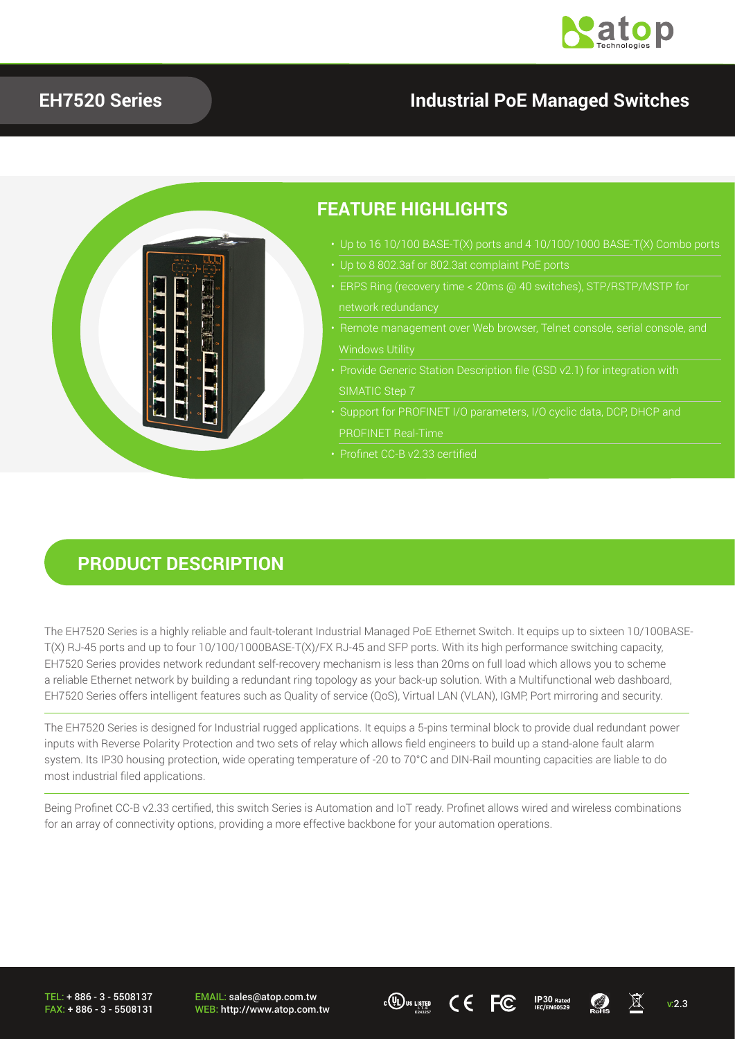# EH7520 Series

## Industrial PoE Managed Switches

## FEATURE HIGHLIGHTS

- Up to 16 10/100 BASE-T(X) ports and 4 10/100/1000 BASE-T(X) Combo ports
- Up to 8 802.3af or 802.3at complaint PoE ports
- ERPS Ring (recovery time < 20ms @ 40 switches), STP/RSTP/MSTP for network redundancy
- Remote management over Web browser, Telnet console, serial console, and Windows Utility
- Provide Generic Station Description file (GSD v2.1) for integration with SIMATIC Step 7
- Support for PROFINET I/O parameters, I/O cyclic data, DCP, DHCP and PROFINET Real-Time
- Profinet CC-B v2.33 certified

## PRODUCT DESCRIPTION

The EH7520 Series is a highly reliable and fault-tolerant Industrial Managed PoE Ethernet Switch. It equips up to sixteen 10/100BASE-T(X) RJ-45 ports and up to four 10/100/1000BASE-T(X)/FX RJ-45 and SFP ports. With its high performance switching capacity, EH7520 Series provides network redundant self-recovery mechanism is less than 20ms on full load which allows you to scheme a reliable Ethernet network by building a redundant ring topology as your back-up solution. With a Multifunctional web dashboard, EH7520 Series offers intelligent features such as Quality of service (QoS), Virtual LAN (VLAN), IGMP, Port mirroring and security.

The EH7520 Series is designed for Industrial rugged applications. It equips a 5-pins terminal block to provide dual redundant power inputs with Reverse Polarity Protection and two sets of relay which allows field engineers to build up a stand-alone fault alarm system. Its IP30 housing protection, wide operating temperature of -20 to 70°C and DIN-Rail mounting capacities are liable to do most industrial filed applications.

Being Profinet CC-B v2.33 certified, this switch Series is Automation and IoT ready. Profinet allows wired and wireless combinations for an array of connectivity options, providing a more effective backbone for your automation operations.

TEL: + 886 - 3 - 5508137
FAX: + 886 - 3 - 5508131

EMAIL: sales@atop.com.tw
WEB: http://www.atop.com.tw

v:2.3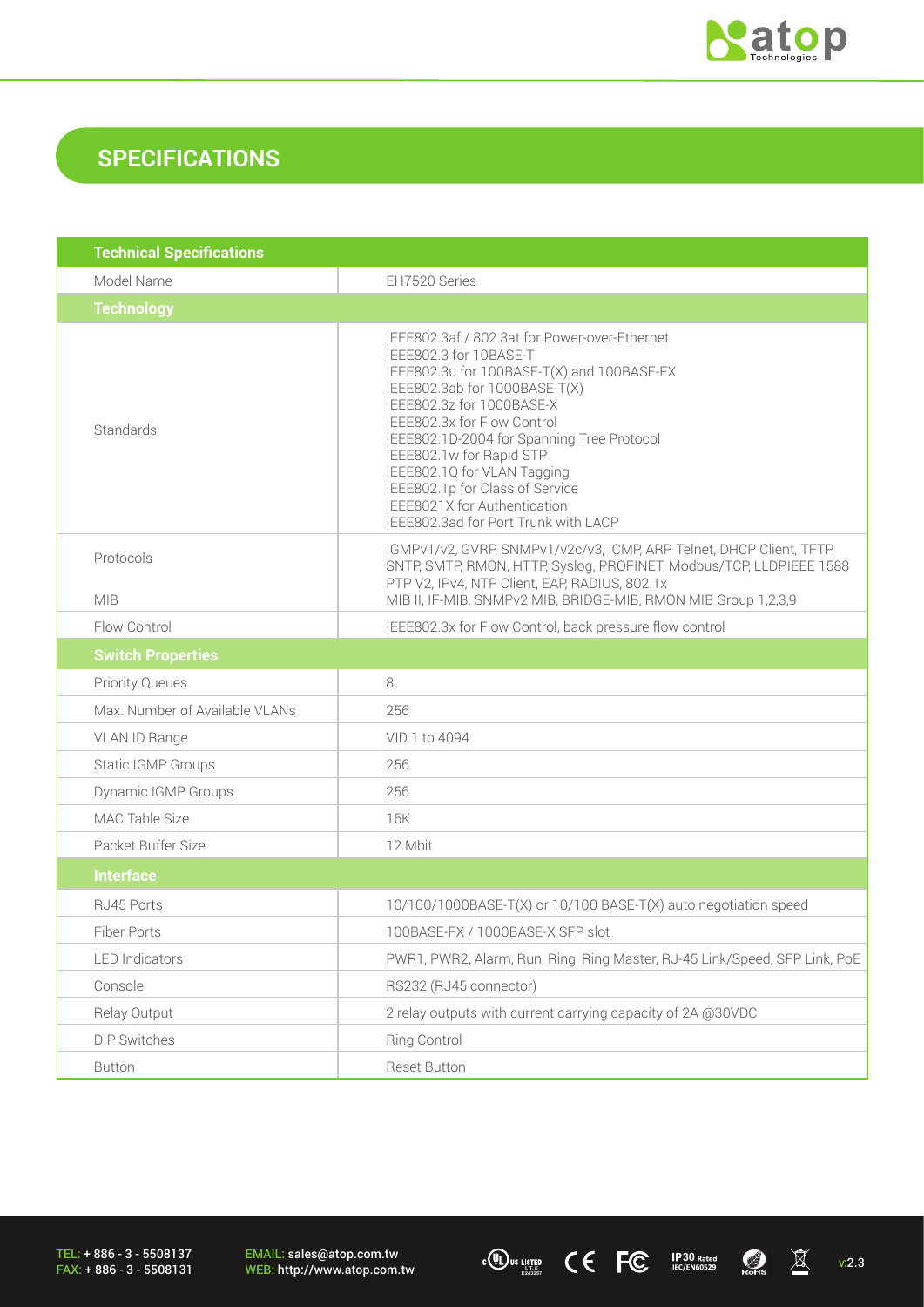## SPECIFICATIONS

| Technical Specifications | |
|---|---|
| Model Name | EH7520 Series |
| **Technology** | |
| Standards | IEEE802.3af / 802.3at for Power-over-Ethernet<br>IEEE802.3 for 10BASE-T<br>IEEE802.3u for 100BASE-T(X) and 100BASE-FX<br>IEEE802.3ab for 1000BASE-T(X)<br>IEEE802.3z for 1000BASE-X<br>IEEE802.3x for Flow Control<br>IEEE802.1D-2004 for Spanning Tree Protocol<br>IEEE802.1w for Rapid STP<br>IEEE802.1Q for VLAN Tagging<br>IEEE802.1p for Class of Service<br>IEEE8021X for Authentication<br>IEEE802.3ad for Port Trunk with LACP |
| Protocols | IGMPv1/v2, GVRP, SNMPv1/v2c/v3, ICMP, ARP, Telnet, DHCP Client, TFTP, SNTP, SMTP, RMON, HTTP, Syslog, PROFINET, Modbus/TCP, LLDP,IEEE 1588 PTP V2, IPv4, NTP Client, EAP, RADIUS, 802.1x |
| MIB | MIB II, IF-MIB, SNMPv2 MIB, BRIDGE-MIB, RMON MIB Group 1,2,3,9 |
| Flow Control | IEEE802.3x for Flow Control, back pressure flow control |
| **Switch Properties** | |
| Priority Queues | 8 |
| Max. Number of Available VLANs | 256 |
| VLAN ID Range | VID 1 to 4094 |
| Static IGMP Groups | 256 |
| Dynamic IGMP Groups | 256 |
| MAC Table Size | 16K |
| Packet Buffer Size | 12 Mbit |
| **Interface** | |
| RJ45 Ports | 10/100/1000BASE-T(X) or 10/100 BASE-T(X) auto negotiation speed |
| Fiber Ports | 100BASE-FX / 1000BASE-X SFP slot |
| LED Indicators | PWR1, PWR2, Alarm, Run, Ring, Ring Master, RJ-45 Link/Speed, SFP Link, PoE |
| Console | RS232 (RJ45 connector) |
| Relay Output | 2 relay outputs with current carrying capacity of 2A @30VDC |
| DIP Switches | Ring Control |
| Button | Reset Button |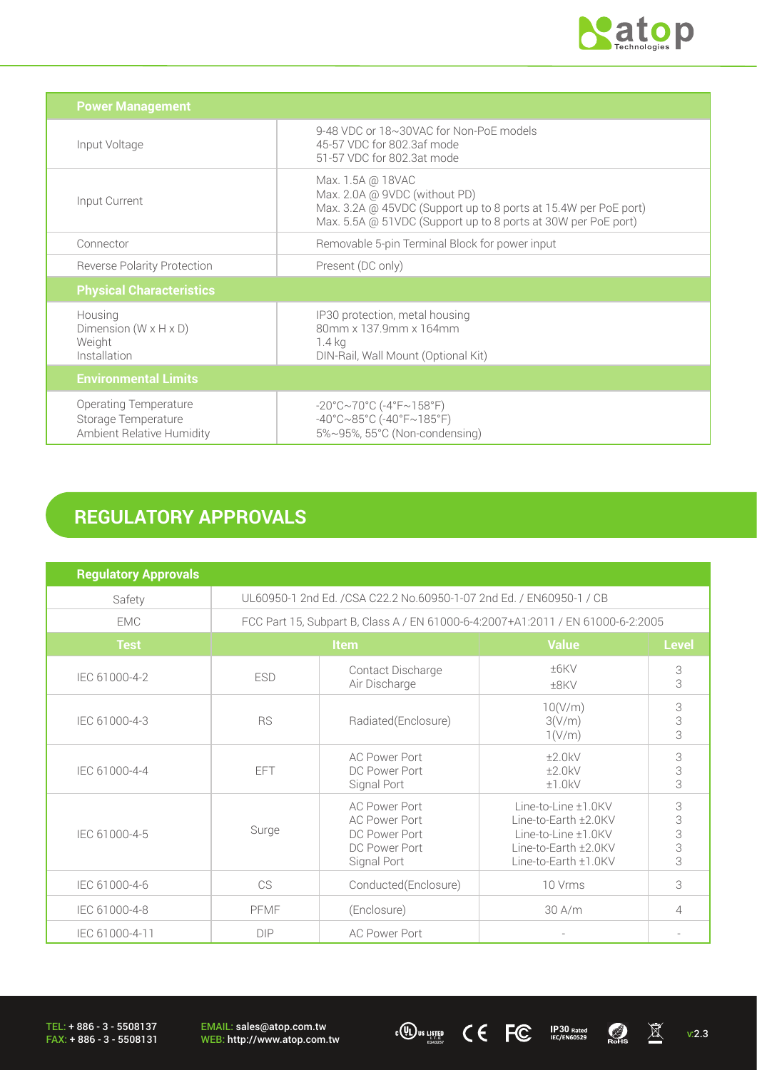| Power Management | |
|---|---|
| Input Voltage | 9-48 VDC or 18~30VAC for Non-PoE models<br>45-57 VDC for 802.3af mode<br>51-57 VDC for 802.3at mode |
| Input Current | Max. 1.5A @ 18VAC<br>Max. 2.0A @ 9VDC (without PD)<br>Max. 3.2A @ 45VDC (Support up to 8 ports at 15.4W per PoE port)<br>Max. 5.5A @ 51VDC (Support up to 8 ports at 30W per PoE port) |
| Connector | Removable 5-pin Terminal Block for power input |
| Reverse Polarity Protection | Present (DC only) |
| **Physical Characteristics** | |
| Housing<br>Dimension (W x H x D)<br>Weight<br>Installation | IP30 protection, metal housing<br>80mm x 137.9mm x 164mm<br>1.4 kg<br>DIN-Rail, Wall Mount (Optional Kit) |
| **Environmental Limits** | |
| Operating Temperature<br>Storage Temperature<br>Ambient Relative Humidity | -20°C~70°C (-4°F~158°F)<br>-40°C~85°C (-40°F~185°F)<br>5%~95%, 55°C (Non-condensing) |

## REGULATORY APPROVALS

| Regulatory Approvals | | | | |
|---|---|---|---|---|
| Safety | UL60950-1 2nd Ed. /CSA C22.2 No.60950-1-07 2nd Ed. / EN60950-1 / CB | | | |
| EMC | FCC Part 15, Subpart B, Class A / EN 61000-6-4:2007+A1:2011 / EN 61000-6-2:2005 | | | |
| **Test** | **Item** | | **Value** | **Level** |
| IEC 61000-4-2 | ESD | Contact Discharge<br>Air Discharge | ±6KV<br>±8KV | 3<br>3 |
| IEC 61000-4-3 | RS | Radiated(Enclosure) | 10(V/m)<br>3(V/m)<br>1(V/m) | 3<br>3<br>3 |
| IEC 61000-4-4 | EFT | AC Power Port<br>DC Power Port<br>Signal Port | ±2.0kV<br>±2.0kV<br>±1.0kV | 3<br>3<br>3 |
| IEC 61000-4-5 | Surge | AC Power Port<br>AC Power Port<br>DC Power Port<br>DC Power Port<br>Signal Port | Line-to-Line ±1.0KV<br>Line-to-Earth ±2.0KV<br>Line-to-Line ±1.0KV<br>Line-to-Earth ±2.0KV<br>Line-to-Earth ±1.0KV | 3<br>3<br>3<br>3<br>3 |
| IEC 61000-4-6 | CS | Conducted(Enclosure) | 10 Vrms | 3 |
| IEC 61000-4-8 | PFMF | (Enclosure) | 30 A/m | 4 |
| IEC 61000-4-11 | DIP | AC Power Port | - | - |

TEL: + 886 - 3 - 5508137
FAX: + 886 - 3 - 5508131
EMAIL: sales@atop.com.tw
WEB: http://www.atop.com.tw
v:2.3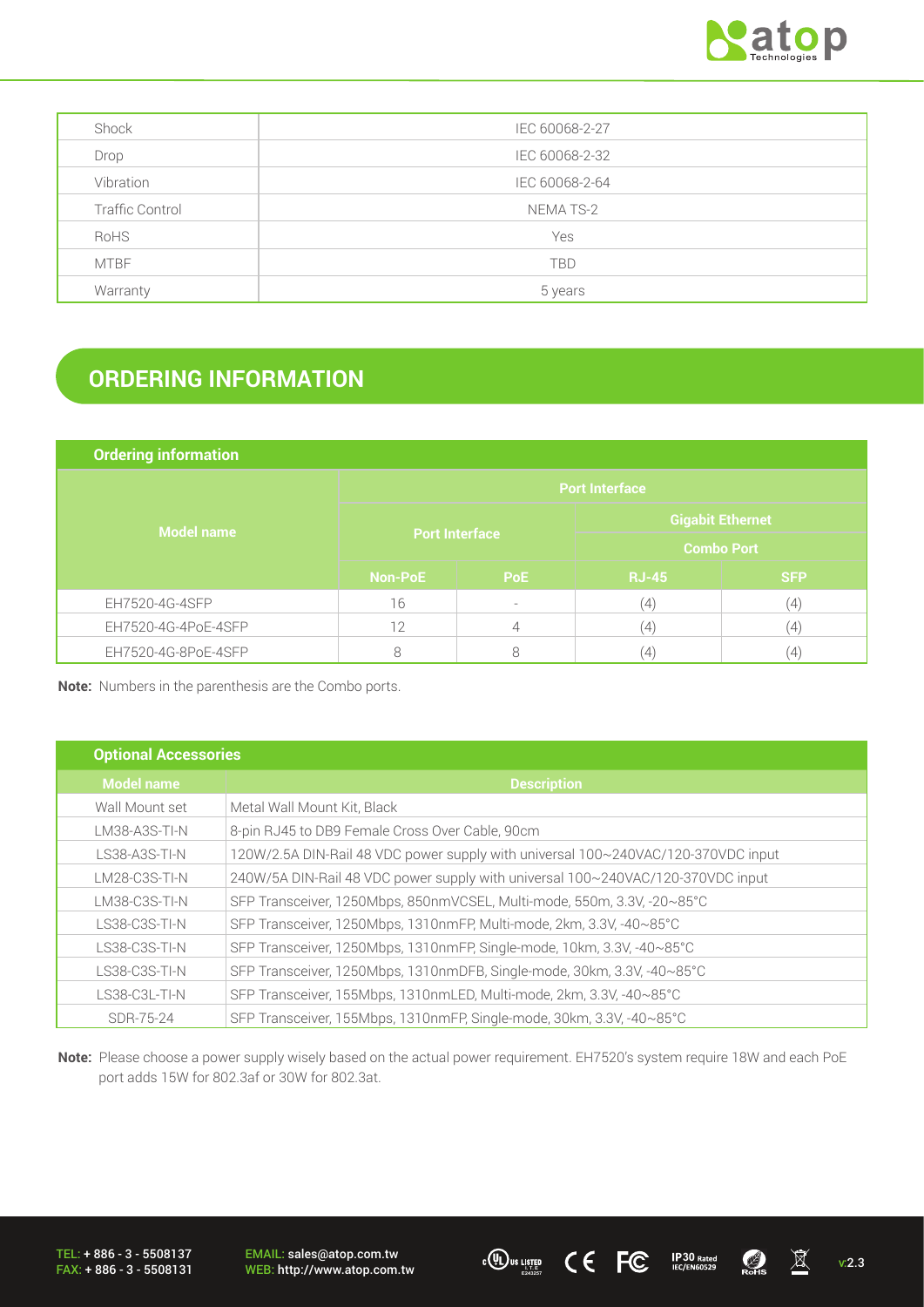| | |
|---|---|
| Shock | IEC 60068-2-27 |
| Drop | IEC 60068-2-32 |
| Vibration | IEC 60068-2-64 |
| Traffic Control | NEMA TS-2 |
| RoHS | Yes |
| MTBF | TBD |
| Warranty | 5 years |

## ORDERING INFORMATION

**Ordering information**

| Model name | Port Interface | | | |
|---|---|---|---|---|
| | Port Interface | | Gigabit Ethernet | |
| | | | Combo Port | |
| | Non-PoE | PoE | RJ-45 | SFP |
| EH7520-4G-4SFP | 16 | - | (4) | (4) |
| EH7520-4G-4PoE-4SFP | 12 | 4 | (4) | (4) |
| EH7520-4G-8PoE-4SFP | 8 | 8 | (4) | (4) |

**Note:** Numbers in the parenthesis are the Combo ports.

**Optional Accessories**

| Model name | Description |
|---|---|
| Wall Mount set | Metal Wall Mount Kit, Black |
| LM38-A3S-TI-N | 8-pin RJ45 to DB9 Female Cross Over Cable, 90cm |
| LS38-A3S-TI-N | 120W/2.5A DIN-Rail 48 VDC power supply with universal 100~240VAC/120-370VDC input |
| LM28-C3S-TI-N | 240W/5A DIN-Rail 48 VDC power supply with universal 100~240VAC/120-370VDC input |
| LM38-C3S-TI-N | SFP Transceiver, 1250Mbps, 850nmVCSEL, Multi-mode, 550m, 3.3V, -20~85°C |
| LS38-C3S-TI-N | SFP Transceiver, 1250Mbps, 1310nmFP, Multi-mode, 2km, 3.3V, -40~85°C |
| LS38-C3S-TI-N | SFP Transceiver, 1250Mbps, 1310nmFP, Single-mode, 10km, 3.3V, -40~85°C |
| LS38-C3S-TI-N | SFP Transceiver, 1250Mbps, 1310nmDFB, Single-mode, 30km, 3.3V, -40~85°C |
| LS38-C3L-TI-N | SFP Transceiver, 155Mbps, 1310nmLED, Multi-mode, 2km, 3.3V, -40~85°C |
| SDR-75-24 | SFP Transceiver, 155Mbps, 1310nmFP, Single-mode, 30km, 3.3V, -40~85°C |

**Note:** Please choose a power supply wisely based on the actual power requirement. EH7520's system require 18W and each PoE port adds 15W for 802.3af or 30W for 802.3at.

TEL: + 886 - 3 - 5508137
FAX: + 886 - 3 - 5508131

EMAIL: sales@atop.com.tw
WEB: http://www.atop.com.tw

v:2.3